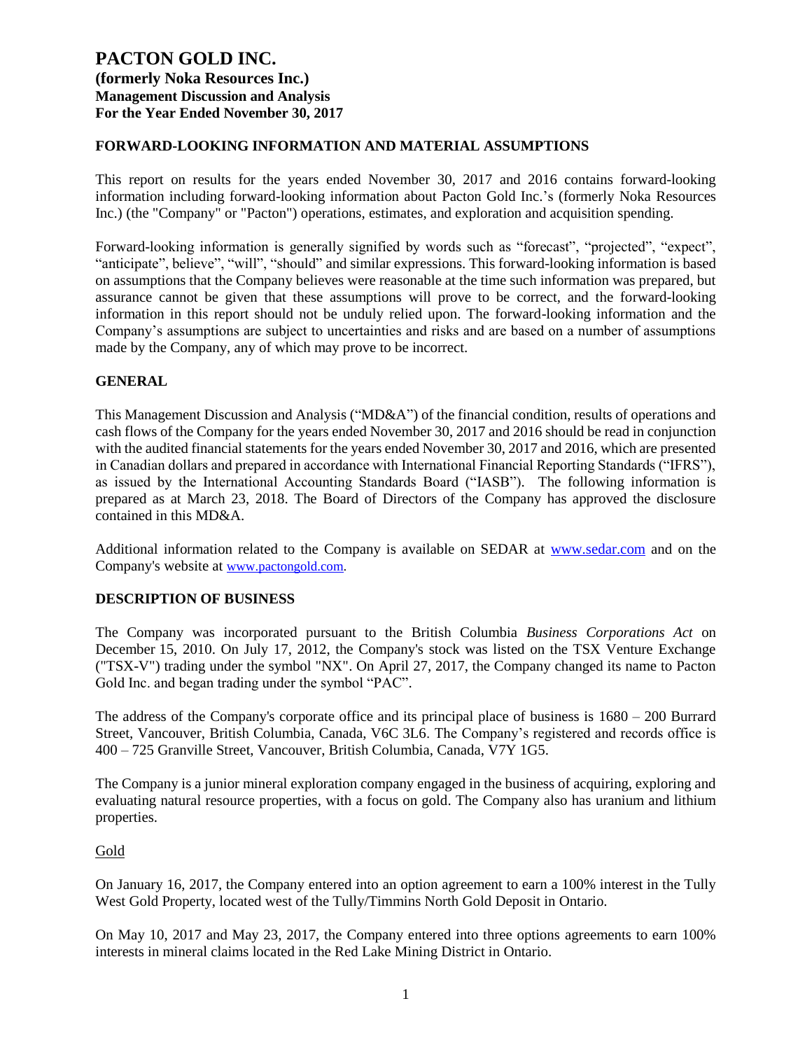# PACTON GOLD INC.
**(formerly Noka Resources Inc.)**
**Management Discussion and Analysis**
**For the Year Ended November 30, 2017**

## FORWARD-LOOKING INFORMATION AND MATERIAL ASSUMPTIONS

This report on results for the years ended November 30, 2017 and 2016 contains forward-looking information including forward-looking information about Pacton Gold Inc.'s (formerly Noka Resources Inc.) (the "Company" or "Pacton") operations, estimates, and exploration and acquisition spending.

Forward-looking information is generally signified by words such as "forecast", "projected", "expect", "anticipate", believe", "will", "should" and similar expressions. This forward-looking information is based on assumptions that the Company believes were reasonable at the time such information was prepared, but assurance cannot be given that these assumptions will prove to be correct, and the forward-looking information in this report should not be unduly relied upon. The forward-looking information and the Company's assumptions are subject to uncertainties and risks and are based on a number of assumptions made by the Company, any of which may prove to be incorrect.

## GENERAL

This Management Discussion and Analysis ("MD&A") of the financial condition, results of operations and cash flows of the Company for the years ended November 30, 2017 and 2016 should be read in conjunction with the audited financial statements for the years ended November 30, 2017 and 2016, which are presented in Canadian dollars and prepared in accordance with International Financial Reporting Standards ("IFRS"), as issued by the International Accounting Standards Board ("IASB"). The following information is prepared as at March 23, 2018. The Board of Directors of the Company has approved the disclosure contained in this MD&A.

Additional information related to the Company is available on SEDAR at www.sedar.com and on the Company's website at www.pactongold.com.

## DESCRIPTION OF BUSINESS

The Company was incorporated pursuant to the British Columbia *Business Corporations Act* on December 15, 2010. On July 17, 2012, the Company's stock was listed on the TSX Venture Exchange ("TSX-V") trading under the symbol "NX". On April 27, 2017, the Company changed its name to Pacton Gold Inc. and began trading under the symbol "PAC".

The address of the Company's corporate office and its principal place of business is 1680 – 200 Burrard Street, Vancouver, British Columbia, Canada, V6C 3L6. The Company's registered and records office is 400 – 725 Granville Street, Vancouver, British Columbia, Canada, V7Y 1G5.

The Company is a junior mineral exploration company engaged in the business of acquiring, exploring and evaluating natural resource properties, with a focus on gold. The Company also has uranium and lithium properties.

### Gold

On January 16, 2017, the Company entered into an option agreement to earn a 100% interest in the Tully West Gold Property, located west of the Tully/Timmins North Gold Deposit in Ontario.

On May 10, 2017 and May 23, 2017, the Company entered into three options agreements to earn 100% interests in mineral claims located in the Red Lake Mining District in Ontario.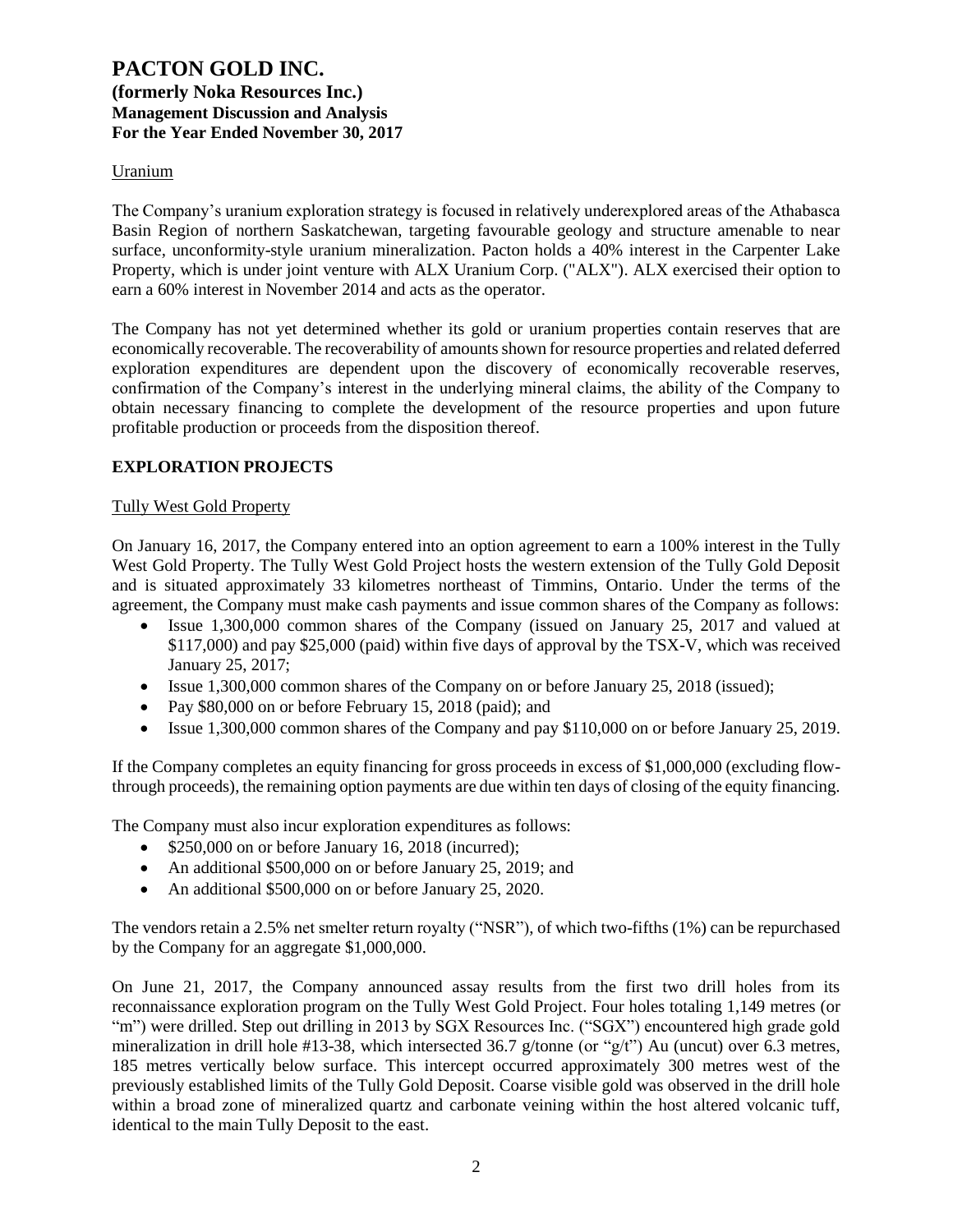Uranium

The Company's uranium exploration strategy is focused in relatively underexplored areas of the Athabasca Basin Region of northern Saskatchewan, targeting favourable geology and structure amenable to near surface, unconformity-style uranium mineralization. Pacton holds a 40% interest in the Carpenter Lake Property, which is under joint venture with ALX Uranium Corp. ("ALX"). ALX exercised their option to earn a 60% interest in November 2014 and acts as the operator.

The Company has not yet determined whether its gold or uranium properties contain reserves that are economically recoverable. The recoverability of amounts shown for resource properties and related deferred exploration expenditures are dependent upon the discovery of economically recoverable reserves, confirmation of the Company's interest in the underlying mineral claims, the ability of the Company to obtain necessary financing to complete the development of the resource properties and upon future profitable production or proceeds from the disposition thereof.

## EXPLORATION PROJECTS

Tully West Gold Property

On January 16, 2017, the Company entered into an option agreement to earn a 100% interest in the Tully West Gold Property. The Tully West Gold Project hosts the western extension of the Tully Gold Deposit and is situated approximately 33 kilometres northeast of Timmins, Ontario. Under the terms of the agreement, the Company must make cash payments and issue common shares of the Company as follows:

- Issue 1,300,000 common shares of the Company (issued on January 25, 2017 and valued at $117,000) and pay $25,000 (paid) within five days of approval by the TSX-V, which was received January 25, 2017;
- Issue 1,300,000 common shares of the Company on or before January 25, 2018 (issued);
- Pay $80,000 on or before February 15, 2018 (paid); and
- Issue 1,300,000 common shares of the Company and pay $110,000 on or before January 25, 2019.

If the Company completes an equity financing for gross proceeds in excess of $1,000,000 (excluding flow-through proceeds), the remaining option payments are due within ten days of closing of the equity financing.

The Company must also incur exploration expenditures as follows:

- $250,000 on or before January 16, 2018 (incurred);
- An additional $500,000 on or before January 25, 2019; and
- An additional $500,000 on or before January 25, 2020.

The vendors retain a 2.5% net smelter return royalty ("NSR"), of which two-fifths (1%) can be repurchased by the Company for an aggregate $1,000,000.

On June 21, 2017, the Company announced assay results from the first two drill holes from its reconnaissance exploration program on the Tully West Gold Project. Four holes totaling 1,149 metres (or "m") were drilled. Step out drilling in 2013 by SGX Resources Inc. ("SGX") encountered high grade gold mineralization in drill hole #13-38, which intersected 36.7 g/tonne (or "g/t") Au (uncut) over 6.3 metres, 185 metres vertically below surface. This intercept occurred approximately 300 metres west of the previously established limits of the Tully Gold Deposit. Coarse visible gold was observed in the drill hole within a broad zone of mineralized quartz and carbonate veining within the host altered volcanic tuff, identical to the main Tully Deposit to the east.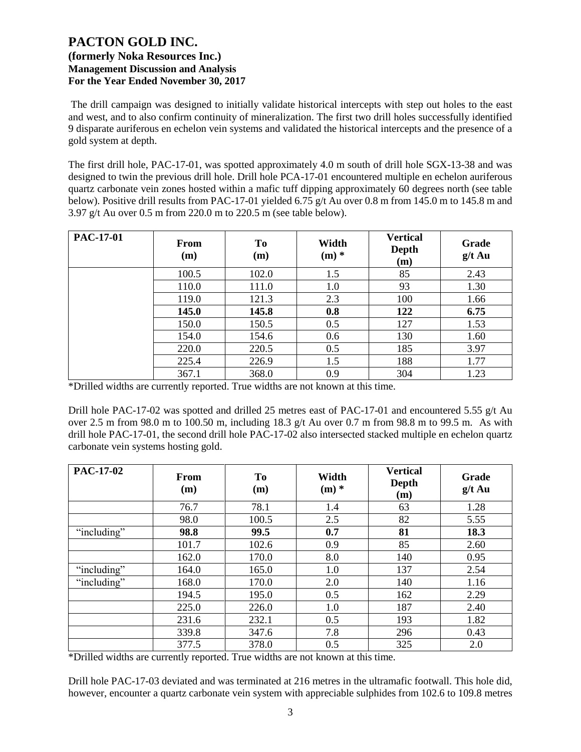The drill campaign was designed to initially validate historical intercepts with step out holes to the east and west, and to also confirm continuity of mineralization. The first two drill holes successfully identified 9 disparate auriferous en echelon vein systems and validated the historical intercepts and the presence of a gold system at depth.

The first drill hole, PAC-17-01, was spotted approximately 4.0 m south of drill hole SGX-13-38 and was designed to twin the previous drill hole. Drill hole PCA-17-01 encountered multiple en echelon auriferous quartz carbonate vein zones hosted within a mafic tuff dipping approximately 60 degrees north (see table below). Positive drill results from PAC-17-01 yielded 6.75 g/t Au over 0.8 m from 145.0 m to 145.8 m and 3.97 g/t Au over 0.5 m from 220.0 m to 220.5 m (see table below).

| **PAC-17-01** | **From (m)** | **To (m)** | **Width (m) *** | **Vertical Depth (m)** | **Grade g/t Au** |
|---|---|---|---|---|---|
| | 100.5 | 102.0 | 1.5 | 85 | 2.43 |
| | 110.0 | 111.0 | 1.0 | 93 | 1.30 |
| | 119.0 | 121.3 | 2.3 | 100 | 1.66 |
| | **145.0** | **145.8** | **0.8** | **122** | **6.75** |
| | 150.0 | 150.5 | 0.5 | 127 | 1.53 |
| | 154.0 | 154.6 | 0.6 | 130 | 1.60 |
| | 220.0 | 220.5 | 0.5 | 185 | 3.97 |
| | 225.4 | 226.9 | 1.5 | 188 | 1.77 |
| | 367.1 | 368.0 | 0.9 | 304 | 1.23 |

*Drilled widths are currently reported. True widths are not known at this time.

Drill hole PAC-17-02 was spotted and drilled 25 metres east of PAC-17-01 and encountered 5.55 g/t Au over 2.5 m from 98.0 m to 100.50 m, including 18.3 g/t Au over 0.7 m from 98.8 m to 99.5 m. As with drill hole PAC-17-01, the second drill hole PAC-17-02 also intersected stacked multiple en echelon quartz carbonate vein systems hosting gold.

| **PAC-17-02** | **From (m)** | **To (m)** | **Width (m) *** | **Vertical Depth (m)** | **Grade g/t Au** |
|---|---|---|---|---|---|
| | 76.7 | 78.1 | 1.4 | 63 | 1.28 |
| | 98.0 | 100.5 | 2.5 | 82 | 5.55 |
| "including" | **98.8** | **99.5** | **0.7** | **81** | **18.3** |
| | 101.7 | 102.6 | 0.9 | 85 | 2.60 |
| | 162.0 | 170.0 | 8.0 | 140 | 0.95 |
| "including" | 164.0 | 165.0 | 1.0 | 137 | 2.54 |
| "including" | 168.0 | 170.0 | 2.0 | 140 | 1.16 |
| | 194.5 | 195.0 | 0.5 | 162 | 2.29 |
| | 225.0 | 226.0 | 1.0 | 187 | 2.40 |
| | 231.6 | 232.1 | 0.5 | 193 | 1.82 |
| | 339.8 | 347.6 | 7.8 | 296 | 0.43 |
| | 377.5 | 378.0 | 0.5 | 325 | 2.0 |

*Drilled widths are currently reported. True widths are not known at this time.

Drill hole PAC-17-03 deviated and was terminated at 216 metres in the ultramafic footwall. This hole did, however, encounter a quartz carbonate vein system with appreciable sulphides from 102.6 to 109.8 metres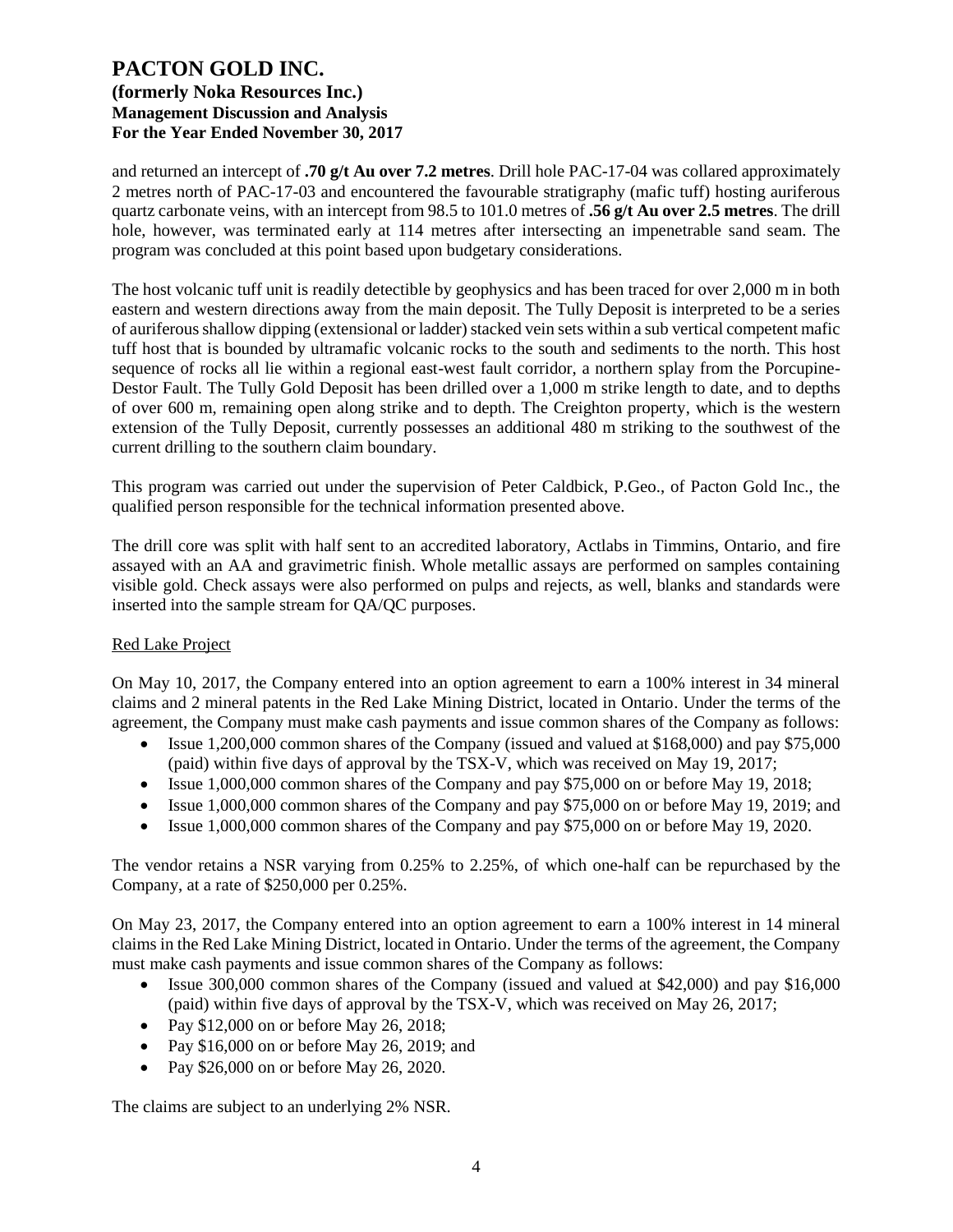and returned an intercept of **.70 g/t Au over 7.2 metres**. Drill hole PAC-17-04 was collared approximately 2 metres north of PAC-17-03 and encountered the favourable stratigraphy (mafic tuff) hosting auriferous quartz carbonate veins, with an intercept from 98.5 to 101.0 metres of **.56 g/t Au over 2.5 metres**. The drill hole, however, was terminated early at 114 metres after intersecting an impenetrable sand seam. The program was concluded at this point based upon budgetary considerations.

The host volcanic tuff unit is readily detectible by geophysics and has been traced for over 2,000 m in both eastern and western directions away from the main deposit. The Tully Deposit is interpreted to be a series of auriferous shallow dipping (extensional or ladder) stacked vein sets within a sub vertical competent mafic tuff host that is bounded by ultramafic volcanic rocks to the south and sediments to the north. This host sequence of rocks all lie within a regional east-west fault corridor, a northern splay from the Porcupine-Destor Fault. The Tully Gold Deposit has been drilled over a 1,000 m strike length to date, and to depths of over 600 m, remaining open along strike and to depth. The Creighton property, which is the western extension of the Tully Deposit, currently possesses an additional 480 m striking to the southwest of the current drilling to the southern claim boundary.

This program was carried out under the supervision of Peter Caldbick, P.Geo., of Pacton Gold Inc., the qualified person responsible for the technical information presented above.

The drill core was split with half sent to an accredited laboratory, Actlabs in Timmins, Ontario, and fire assayed with an AA and gravimetric finish. Whole metallic assays are performed on samples containing visible gold. Check assays were also performed on pulps and rejects, as well, blanks and standards were inserted into the sample stream for QA/QC purposes.

Red Lake Project

On May 10, 2017, the Company entered into an option agreement to earn a 100% interest in 34 mineral claims and 2 mineral patents in the Red Lake Mining District, located in Ontario. Under the terms of the agreement, the Company must make cash payments and issue common shares of the Company as follows:

- Issue 1,200,000 common shares of the Company (issued and valued at $168,000) and pay $75,000 (paid) within five days of approval by the TSX-V, which was received on May 19, 2017;
- Issue 1,000,000 common shares of the Company and pay $75,000 on or before May 19, 2018;
- Issue 1,000,000 common shares of the Company and pay $75,000 on or before May 19, 2019; and
- Issue 1,000,000 common shares of the Company and pay $75,000 on or before May 19, 2020.

The vendor retains a NSR varying from 0.25% to 2.25%, of which one-half can be repurchased by the Company, at a rate of $250,000 per 0.25%.

On May 23, 2017, the Company entered into an option agreement to earn a 100% interest in 14 mineral claims in the Red Lake Mining District, located in Ontario. Under the terms of the agreement, the Company must make cash payments and issue common shares of the Company as follows:

- Issue 300,000 common shares of the Company (issued and valued at $42,000) and pay $16,000 (paid) within five days of approval by the TSX-V, which was received on May 26, 2017;
- Pay $12,000 on or before May 26, 2018;
- Pay $16,000 on or before May 26, 2019; and
- Pay $26,000 on or before May 26, 2020.

The claims are subject to an underlying 2% NSR.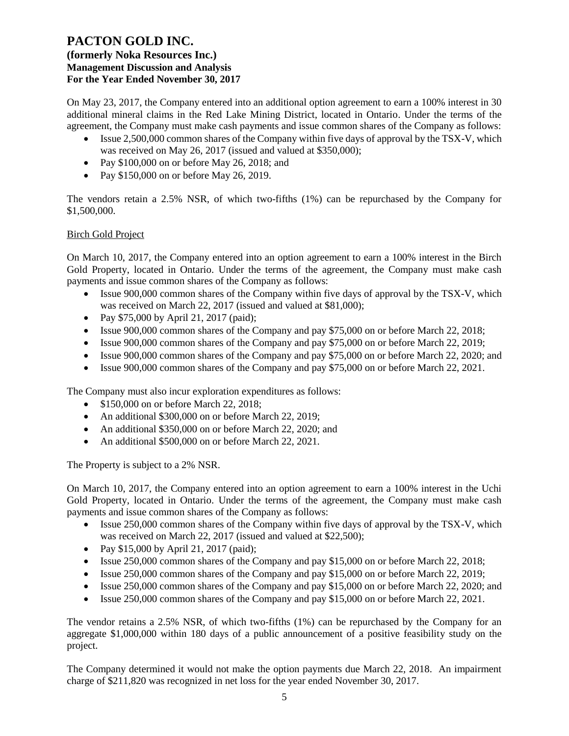On May 23, 2017, the Company entered into an additional option agreement to earn a 100% interest in 30 additional mineral claims in the Red Lake Mining District, located in Ontario. Under the terms of the agreement, the Company must make cash payments and issue common shares of the Company as follows:

- Issue 2,500,000 common shares of the Company within five days of approval by the TSX-V, which was received on May 26, 2017 (issued and valued at $350,000);
- Pay $100,000 on or before May 26, 2018; and
- Pay $150,000 on or before May 26, 2019.

The vendors retain a 2.5% NSR, of which two-fifths (1%) can be repurchased by the Company for $1,500,000.

Birch Gold Project

On March 10, 2017, the Company entered into an option agreement to earn a 100% interest in the Birch Gold Property, located in Ontario. Under the terms of the agreement, the Company must make cash payments and issue common shares of the Company as follows:

- Issue 900,000 common shares of the Company within five days of approval by the TSX-V, which was received on March 22, 2017 (issued and valued at $81,000);
- Pay $75,000 by April 21, 2017 (paid);
- Issue 900,000 common shares of the Company and pay $75,000 on or before March 22, 2018;
- Issue 900,000 common shares of the Company and pay $75,000 on or before March 22, 2019;
- Issue 900,000 common shares of the Company and pay $75,000 on or before March 22, 2020; and
- Issue 900,000 common shares of the Company and pay $75,000 on or before March 22, 2021.

The Company must also incur exploration expenditures as follows:

- $150,000 on or before March 22, 2018;
- An additional $300,000 on or before March 22, 2019;
- An additional $350,000 on or before March 22, 2020; and
- An additional $500,000 on or before March 22, 2021.

The Property is subject to a 2% NSR.

On March 10, 2017, the Company entered into an option agreement to earn a 100% interest in the Uchi Gold Property, located in Ontario. Under the terms of the agreement, the Company must make cash payments and issue common shares of the Company as follows:

- Issue 250,000 common shares of the Company within five days of approval by the TSX-V, which was received on March 22, 2017 (issued and valued at $22,500);
- Pay $15,000 by April 21, 2017 (paid);
- Issue 250,000 common shares of the Company and pay $15,000 on or before March 22, 2018;
- Issue 250,000 common shares of the Company and pay $15,000 on or before March 22, 2019;
- Issue 250,000 common shares of the Company and pay $15,000 on or before March 22, 2020; and
- Issue 250,000 common shares of the Company and pay $15,000 on or before March 22, 2021.

The vendor retains a 2.5% NSR, of which two-fifths (1%) can be repurchased by the Company for an aggregate $1,000,000 within 180 days of a public announcement of a positive feasibility study on the project.

The Company determined it would not make the option payments due March 22, 2018. An impairment charge of $211,820 was recognized in net loss for the year ended November 30, 2017.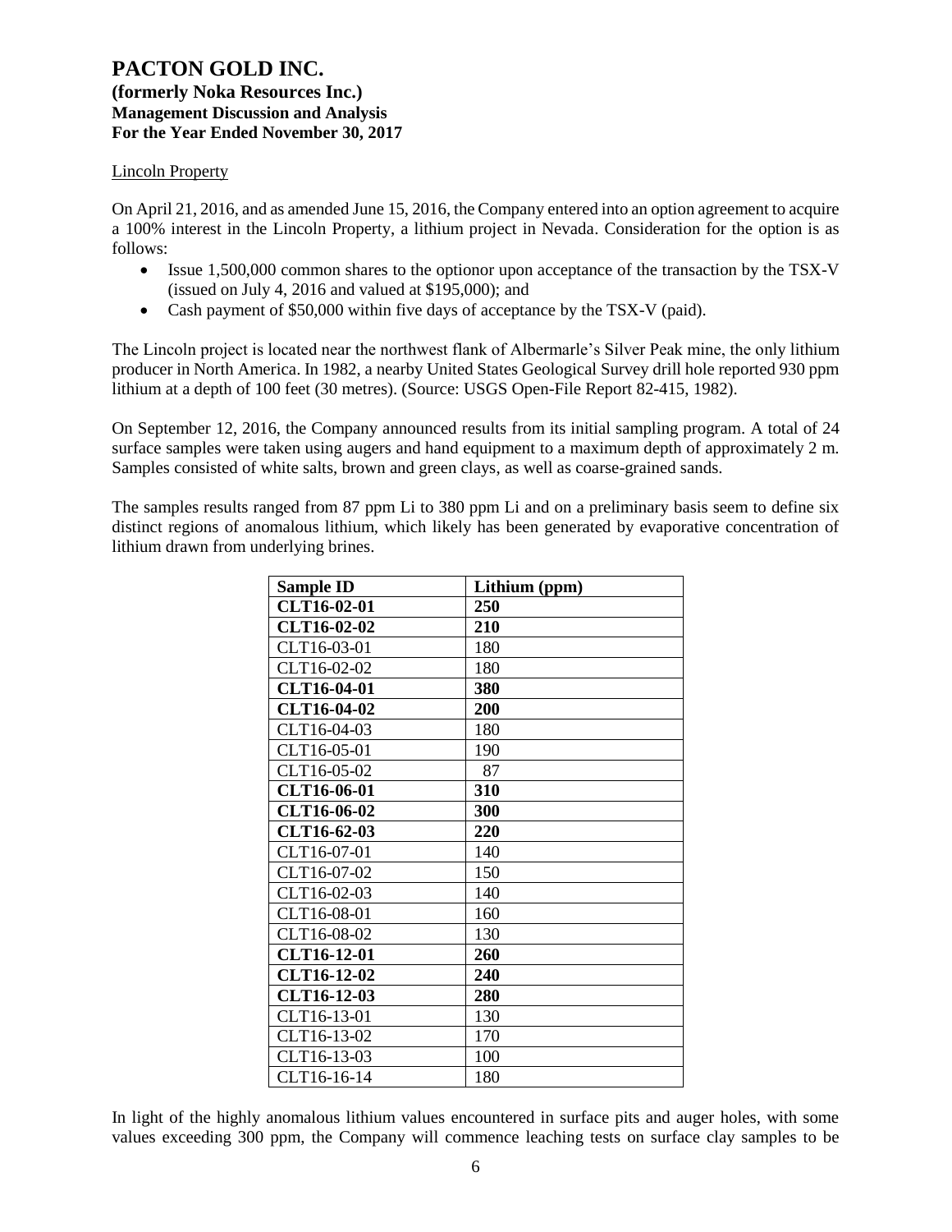## Lincoln Property

On April 21, 2016, and as amended June 15, 2016, the Company entered into an option agreement to acquire a 100% interest in the Lincoln Property, a lithium project in Nevada. Consideration for the option is as follows:

- Issue 1,500,000 common shares to the optionor upon acceptance of the transaction by the TSX-V (issued on July 4, 2016 and valued at $195,000); and
- Cash payment of $50,000 within five days of acceptance by the TSX-V (paid).

The Lincoln project is located near the northwest flank of Albermarle's Silver Peak mine, the only lithium producer in North America. In 1982, a nearby United States Geological Survey drill hole reported 930 ppm lithium at a depth of 100 feet (30 metres). (Source: USGS Open-File Report 82-415, 1982).

On September 12, 2016, the Company announced results from its initial sampling program. A total of 24 surface samples were taken using augers and hand equipment to a maximum depth of approximately 2 m. Samples consisted of white salts, brown and green clays, as well as coarse-grained sands.

The samples results ranged from 87 ppm Li to 380 ppm Li and on a preliminary basis seem to define six distinct regions of anomalous lithium, which likely has been generated by evaporative concentration of lithium drawn from underlying brines.

| Sample ID | Lithium (ppm) |
|---|---|
| **CLT16-02-01** | **250** |
| **CLT16-02-02** | **210** |
| CLT16-03-01 | 180 |
| CLT16-02-02 | 180 |
| **CLT16-04-01** | **380** |
| **CLT16-04-02** | **200** |
| CLT16-04-03 | 180 |
| CLT16-05-01 | 190 |
| CLT16-05-02 | 87 |
| **CLT16-06-01** | **310** |
| **CLT16-06-02** | **300** |
| **CLT16-62-03** | **220** |
| CLT16-07-01 | 140 |
| CLT16-07-02 | 150 |
| CLT16-02-03 | 140 |
| CLT16-08-01 | 160 |
| CLT16-08-02 | 130 |
| **CLT16-12-01** | **260** |
| **CLT16-12-02** | **240** |
| **CLT16-12-03** | **280** |
| CLT16-13-01 | 130 |
| CLT16-13-02 | 170 |
| CLT16-13-03 | 100 |
| CLT16-16-14 | 180 |

In light of the highly anomalous lithium values encountered in surface pits and auger holes, with some values exceeding 300 ppm, the Company will commence leaching tests on surface clay samples to be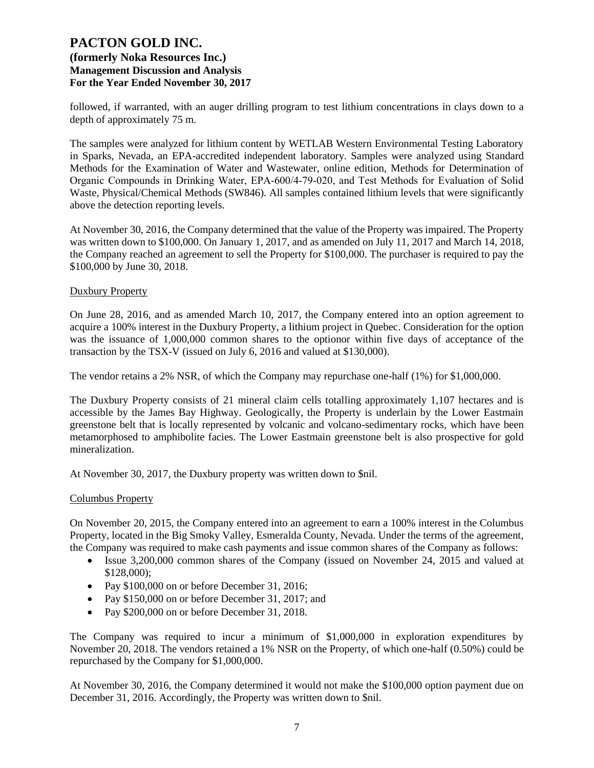followed, if warranted, with an auger drilling program to test lithium concentrations in clays down to a depth of approximately 75 m.

The samples were analyzed for lithium content by WETLAB Western Environmental Testing Laboratory in Sparks, Nevada, an EPA-accredited independent laboratory. Samples were analyzed using Standard Methods for the Examination of Water and Wastewater, online edition, Methods for Determination of Organic Compounds in Drinking Water, EPA-600/4-79-020, and Test Methods for Evaluation of Solid Waste, Physical/Chemical Methods (SW846). All samples contained lithium levels that were significantly above the detection reporting levels.

At November 30, 2016, the Company determined that the value of the Property was impaired. The Property was written down to $100,000. On January 1, 2017, and as amended on July 11, 2017 and March 14, 2018, the Company reached an agreement to sell the Property for $100,000. The purchaser is required to pay the $100,000 by June 30, 2018.

## Duxbury Property

On June 28, 2016, and as amended March 10, 2017, the Company entered into an option agreement to acquire a 100% interest in the Duxbury Property, a lithium project in Quebec. Consideration for the option was the issuance of 1,000,000 common shares to the optionor within five days of acceptance of the transaction by the TSX-V (issued on July 6, 2016 and valued at $130,000).

The vendor retains a 2% NSR, of which the Company may repurchase one-half (1%) for $1,000,000.

The Duxbury Property consists of 21 mineral claim cells totalling approximately 1,107 hectares and is accessible by the James Bay Highway. Geologically, the Property is underlain by the Lower Eastmain greenstone belt that is locally represented by volcanic and volcano-sedimentary rocks, which have been metamorphosed to amphibolite facies. The Lower Eastmain greenstone belt is also prospective for gold mineralization.

At November 30, 2017, the Duxbury property was written down to $nil.

## Columbus Property

On November 20, 2015, the Company entered into an agreement to earn a 100% interest in the Columbus Property, located in the Big Smoky Valley, Esmeralda County, Nevada. Under the terms of the agreement, the Company was required to make cash payments and issue common shares of the Company as follows:

- Issue 3,200,000 common shares of the Company (issued on November 24, 2015 and valued at $128,000);
- Pay $100,000 on or before December 31, 2016;
- Pay $150,000 on or before December 31, 2017; and
- Pay $200,000 on or before December 31, 2018.

The Company was required to incur a minimum of $1,000,000 in exploration expenditures by November 20, 2018. The vendors retained a 1% NSR on the Property, of which one-half (0.50%) could be repurchased by the Company for $1,000,000.

At November 30, 2016, the Company determined it would not make the $100,000 option payment due on December 31, 2016. Accordingly, the Property was written down to $nil.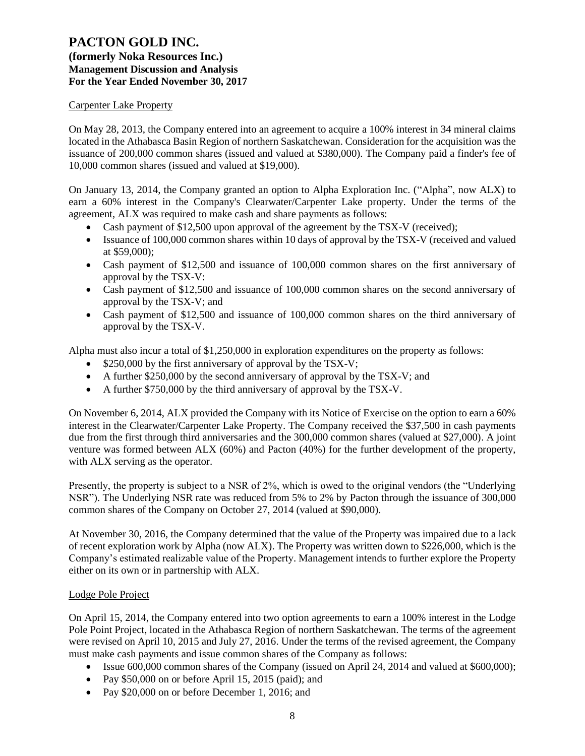Carpenter Lake Property

On May 28, 2013, the Company entered into an agreement to acquire a 100% interest in 34 mineral claims located in the Athabasca Basin Region of northern Saskatchewan. Consideration for the acquisition was the issuance of 200,000 common shares (issued and valued at $380,000). The Company paid a finder's fee of 10,000 common shares (issued and valued at $19,000).

On January 13, 2014, the Company granted an option to Alpha Exploration Inc. ("Alpha", now ALX) to earn a 60% interest in the Company's Clearwater/Carpenter Lake property. Under the terms of the agreement, ALX was required to make cash and share payments as follows:

- Cash payment of $12,500 upon approval of the agreement by the TSX-V (received);
- Issuance of 100,000 common shares within 10 days of approval by the TSX-V (received and valued at $59,000);
- Cash payment of $12,500 and issuance of 100,000 common shares on the first anniversary of approval by the TSX-V:
- Cash payment of $12,500 and issuance of 100,000 common shares on the second anniversary of approval by the TSX-V; and
- Cash payment of $12,500 and issuance of 100,000 common shares on the third anniversary of approval by the TSX-V.

Alpha must also incur a total of $1,250,000 in exploration expenditures on the property as follows:

- $250,000 by the first anniversary of approval by the TSX-V;
- A further $250,000 by the second anniversary of approval by the TSX-V; and
- A further $750,000 by the third anniversary of approval by the TSX-V.

On November 6, 2014, ALX provided the Company with its Notice of Exercise on the option to earn a 60% interest in the Clearwater/Carpenter Lake Property. The Company received the $37,500 in cash payments due from the first through third anniversaries and the 300,000 common shares (valued at $27,000). A joint venture was formed between ALX (60%) and Pacton (40%) for the further development of the property, with ALX serving as the operator.

Presently, the property is subject to a NSR of 2%, which is owed to the original vendors (the "Underlying NSR"). The Underlying NSR rate was reduced from 5% to 2% by Pacton through the issuance of 300,000 common shares of the Company on October 27, 2014 (valued at $90,000).

At November 30, 2016, the Company determined that the value of the Property was impaired due to a lack of recent exploration work by Alpha (now ALX). The Property was written down to $226,000, which is the Company's estimated realizable value of the Property. Management intends to further explore the Property either on its own or in partnership with ALX.

Lodge Pole Project

On April 15, 2014, the Company entered into two option agreements to earn a 100% interest in the Lodge Pole Point Project, located in the Athabasca Region of northern Saskatchewan. The terms of the agreement were revised on April 10, 2015 and July 27, 2016. Under the terms of the revised agreement, the Company must make cash payments and issue common shares of the Company as follows:

- Issue 600,000 common shares of the Company (issued on April 24, 2014 and valued at $600,000);
- Pay $50,000 on or before April 15, 2015 (paid); and
- Pay $20,000 on or before December 1, 2016; and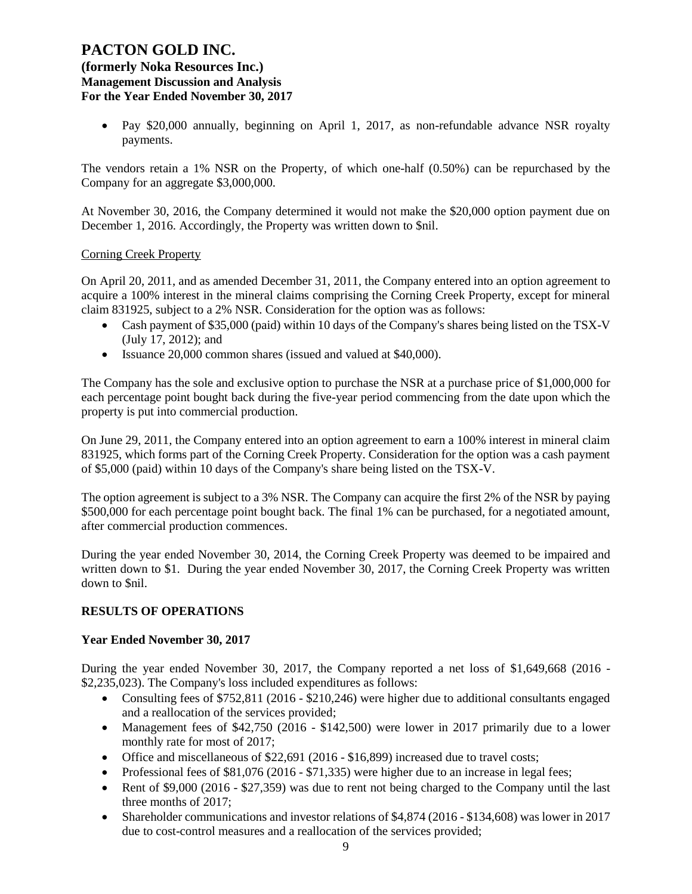- Pay $20,000 annually, beginning on April 1, 2017, as non-refundable advance NSR royalty payments.

The vendors retain a 1% NSR on the Property, of which one-half (0.50%) can be repurchased by the Company for an aggregate $3,000,000.

At November 30, 2016, the Company determined it would not make the $20,000 option payment due on December 1, 2016. Accordingly, the Property was written down to $nil.

Corning Creek Property

On April 20, 2011, and as amended December 31, 2011, the Company entered into an option agreement to acquire a 100% interest in the mineral claims comprising the Corning Creek Property, except for mineral claim 831925, subject to a 2% NSR. Consideration for the option was as follows:

- Cash payment of $35,000 (paid) within 10 days of the Company's shares being listed on the TSX-V (July 17, 2012); and
- Issuance 20,000 common shares (issued and valued at $40,000).

The Company has the sole and exclusive option to purchase the NSR at a purchase price of $1,000,000 for each percentage point bought back during the five-year period commencing from the date upon which the property is put into commercial production.

On June 29, 2011, the Company entered into an option agreement to earn a 100% interest in mineral claim 831925, which forms part of the Corning Creek Property. Consideration for the option was a cash payment of $5,000 (paid) within 10 days of the Company's share being listed on the TSX-V.

The option agreement is subject to a 3% NSR. The Company can acquire the first 2% of the NSR by paying $500,000 for each percentage point bought back. The final 1% can be purchased, for a negotiated amount, after commercial production commences.

During the year ended November 30, 2014, the Corning Creek Property was deemed to be impaired and written down to $1. During the year ended November 30, 2017, the Corning Creek Property was written down to $nil.

## RESULTS OF OPERATIONS

### Year Ended November 30, 2017

During the year ended November 30, 2017, the Company reported a net loss of $1,649,668 (2016 - $2,235,023). The Company's loss included expenditures as follows:

- Consulting fees of $752,811 (2016 - $210,246) were higher due to additional consultants engaged and a reallocation of the services provided;
- Management fees of $42,750 (2016 - $142,500) were lower in 2017 primarily due to a lower monthly rate for most of 2017;
- Office and miscellaneous of $22,691 (2016 - $16,899) increased due to travel costs;
- Professional fees of $81,076 (2016 - $71,335) were higher due to an increase in legal fees;
- Rent of $9,000 (2016 - $27,359) was due to rent not being charged to the Company until the last three months of 2017;
- Shareholder communications and investor relations of $4,874 (2016 - $134,608) was lower in 2017 due to cost-control measures and a reallocation of the services provided;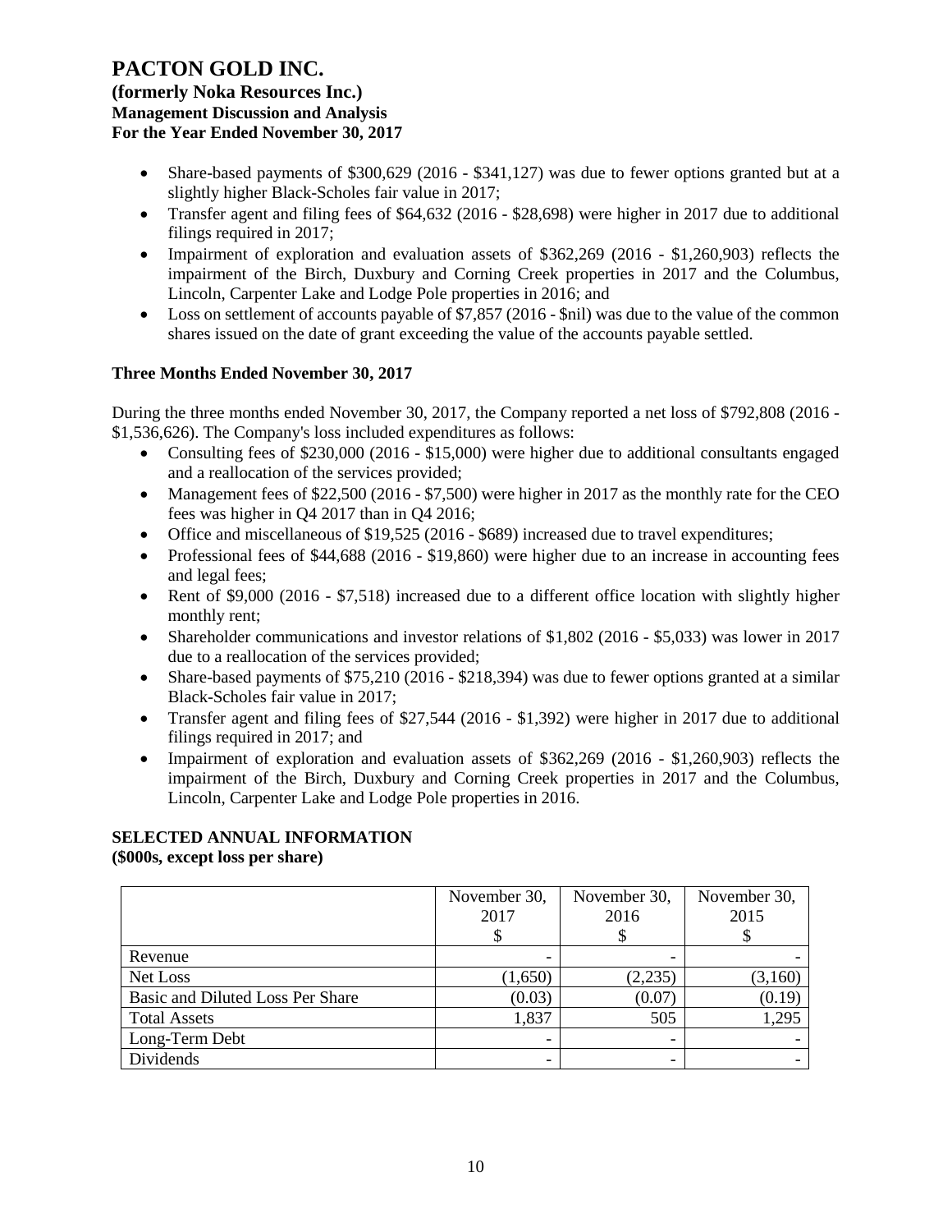- Share-based payments of $300,629 (2016 - $341,127) was due to fewer options granted but at a slightly higher Black-Scholes fair value in 2017;
- Transfer agent and filing fees of $64,632 (2016 - $28,698) were higher in 2017 due to additional filings required in 2017;
- Impairment of exploration and evaluation assets of $362,269 (2016 - $1,260,903) reflects the impairment of the Birch, Duxbury and Corning Creek properties in 2017 and the Columbus, Lincoln, Carpenter Lake and Lodge Pole properties in 2016; and
- Loss on settlement of accounts payable of $7,857 (2016 - $nil) was due to the value of the common shares issued on the date of grant exceeding the value of the accounts payable settled.

### Three Months Ended November 30, 2017

During the three months ended November 30, 2017, the Company reported a net loss of $792,808 (2016 - $1,536,626). The Company's loss included expenditures as follows:

- Consulting fees of $230,000 (2016 - $15,000) were higher due to additional consultants engaged and a reallocation of the services provided;
- Management fees of $22,500 (2016 - $7,500) were higher in 2017 as the monthly rate for the CEO fees was higher in Q4 2017 than in Q4 2016;
- Office and miscellaneous of $19,525 (2016 - $689) increased due to travel expenditures;
- Professional fees of $44,688 (2016 - $19,860) were higher due to an increase in accounting fees and legal fees;
- Rent of $9,000 (2016 - $7,518) increased due to a different office location with slightly higher monthly rent;
- Shareholder communications and investor relations of $1,802 (2016 - $5,033) was lower in 2017 due to a reallocation of the services provided;
- Share-based payments of $75,210 (2016 - $218,394) was due to fewer options granted at a similar Black-Scholes fair value in 2017;
- Transfer agent and filing fees of $27,544 (2016 - $1,392) were higher in 2017 due to additional filings required in 2017; and
- Impairment of exploration and evaluation assets of $362,269 (2016 - $1,260,903) reflects the impairment of the Birch, Duxbury and Corning Creek properties in 2017 and the Columbus, Lincoln, Carpenter Lake and Lodge Pole properties in 2016.

## SELECTED ANNUAL INFORMATION

**($000s, except loss per share)**

| | November 30, 2017 $ | November 30, 2016 $ | November 30, 2015 $ |
|---|---|---|---|
| Revenue | - | - | - |
| Net Loss | (1,650) | (2,235) | (3,160) |
| Basic and Diluted Loss Per Share | (0.03) | (0.07) | (0.19) |
| Total Assets | 1,837 | 505 | 1,295 |
| Long-Term Debt | - | - | - |
| Dividends | - | - | - |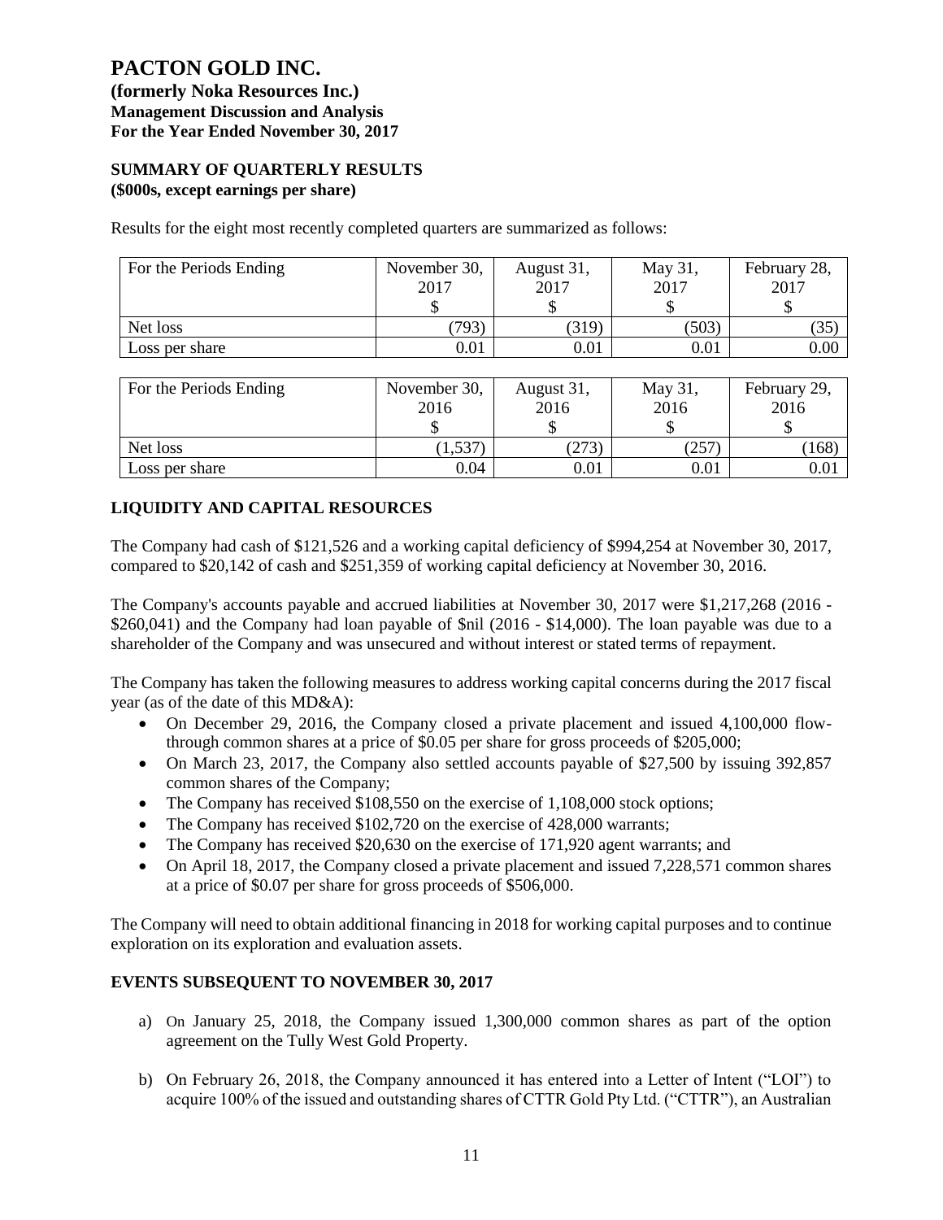# PACTON GOLD INC.

**(formerly Noka Resources Inc.)**
**Management Discussion and Analysis**
**For the Year Ended November 30, 2017**

## SUMMARY OF QUARTERLY RESULTS
**($000s, except earnings per share)**

Results for the eight most recently completed quarters are summarized as follows:

| For the Periods Ending | November 30, 2017 $ | August 31, 2017 $ | May 31, 2017 $ | February 28, 2017 $ |
|---|---|---|---|---|
| Net loss | (793) | (319) | (503) | (35) |
| Loss per share | 0.01 | 0.01 | 0.01 | 0.00 |

| For the Periods Ending | November 30, 2016 $ | August 31, 2016 $ | May 31, 2016 $ | February 29, 2016 $ |
|---|---|---|---|---|
| Net loss | (1,537) | (273) | (257) | (168) |
| Loss per share | 0.04 | 0.01 | 0.01 | 0.01 |

## LIQUIDITY AND CAPITAL RESOURCES

The Company had cash of $121,526 and a working capital deficiency of $994,254 at November 30, 2017, compared to $20,142 of cash and $251,359 of working capital deficiency at November 30, 2016.

The Company's accounts payable and accrued liabilities at November 30, 2017 were $1,217,268 (2016 - $260,041) and the Company had loan payable of $nil (2016 - $14,000). The loan payable was due to a shareholder of the Company and was unsecured and without interest or stated terms of repayment.

The Company has taken the following measures to address working capital concerns during the 2017 fiscal year (as of the date of this MD&A):

- On December 29, 2016, the Company closed a private placement and issued 4,100,000 flow-through common shares at a price of $0.05 per share for gross proceeds of $205,000;
- On March 23, 2017, the Company also settled accounts payable of $27,500 by issuing 392,857 common shares of the Company;
- The Company has received $108,550 on the exercise of 1,108,000 stock options;
- The Company has received $102,720 on the exercise of 428,000 warrants;
- The Company has received $20,630 on the exercise of 171,920 agent warrants; and
- On April 18, 2017, the Company closed a private placement and issued 7,228,571 common shares at a price of $0.07 per share for gross proceeds of $506,000.

The Company will need to obtain additional financing in 2018 for working capital purposes and to continue exploration on its exploration and evaluation assets.

## EVENTS SUBSEQUENT TO NOVEMBER 30, 2017

a) On January 25, 2018, the Company issued 1,300,000 common shares as part of the option agreement on the Tully West Gold Property.

b) On February 26, 2018, the Company announced it has entered into a Letter of Intent ("LOI") to acquire 100% of the issued and outstanding shares of CTTR Gold Pty Ltd. ("CTTR"), an Australian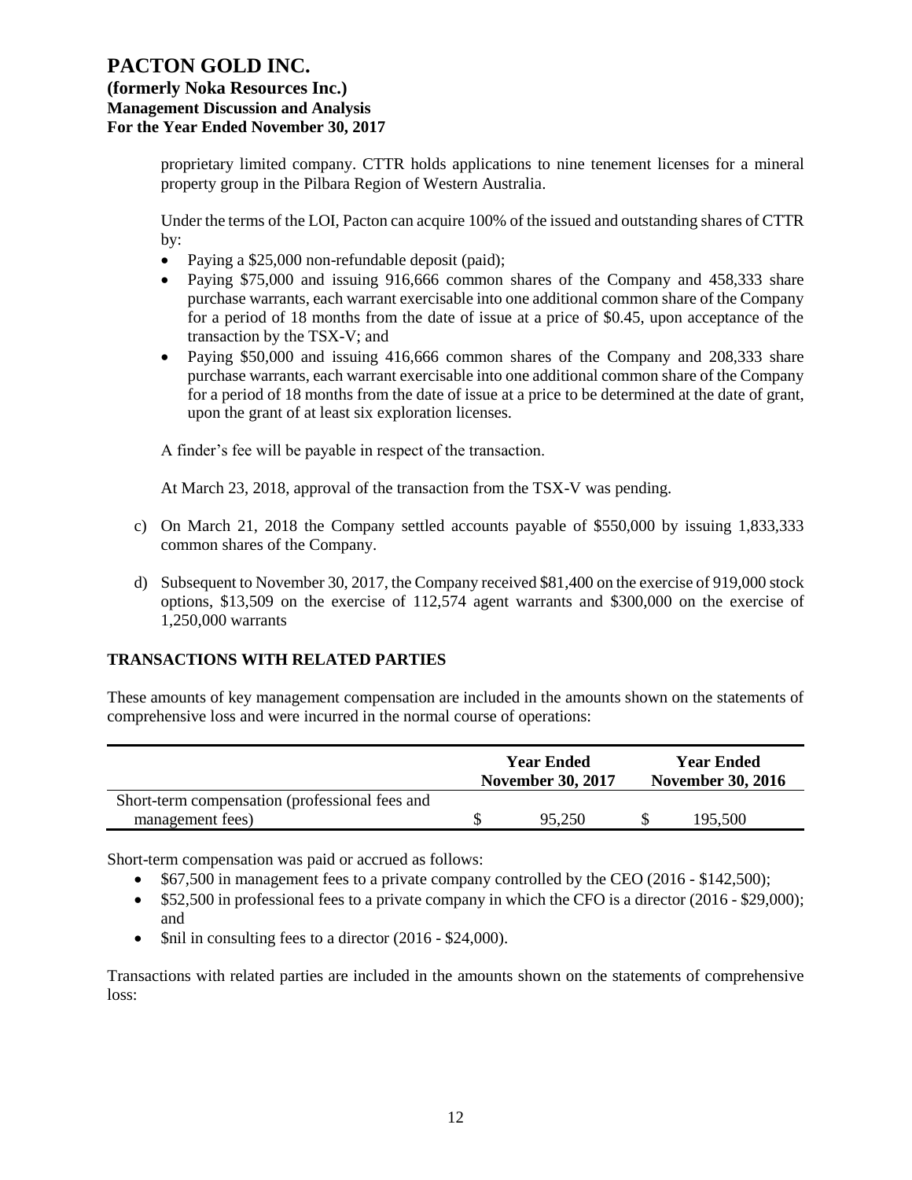proprietary limited company. CTTR holds applications to nine tenement licenses for a mineral property group in the Pilbara Region of Western Australia.

Under the terms of the LOI, Pacton can acquire 100% of the issued and outstanding shares of CTTR by:

- Paying a $25,000 non-refundable deposit (paid);
- Paying $75,000 and issuing 916,666 common shares of the Company and 458,333 share purchase warrants, each warrant exercisable into one additional common share of the Company for a period of 18 months from the date of issue at a price of $0.45, upon acceptance of the transaction by the TSX-V; and
- Paying $50,000 and issuing 416,666 common shares of the Company and 208,333 share purchase warrants, each warrant exercisable into one additional common share of the Company for a period of 18 months from the date of issue at a price to be determined at the date of grant, upon the grant of at least six exploration licenses.

A finder's fee will be payable in respect of the transaction.

At March 23, 2018, approval of the transaction from the TSX-V was pending.

c) On March 21, 2018 the Company settled accounts payable of $550,000 by issuing 1,833,333 common shares of the Company.

d) Subsequent to November 30, 2017, the Company received $81,400 on the exercise of 919,000 stock options, $13,509 on the exercise of 112,574 agent warrants and $300,000 on the exercise of 1,250,000 warrants

## TRANSACTIONS WITH RELATED PARTIES

These amounts of key management compensation are included in the amounts shown on the statements of comprehensive loss and were incurred in the normal course of operations:

| | Year Ended November 30, 2017 | Year Ended November 30, 2016 |
|---|---|---|
| Short-term compensation (professional fees and management fees) | $ 95,250 | $ 195,500 |

Short-term compensation was paid or accrued as follows:

- $67,500 in management fees to a private company controlled by the CEO (2016 - $142,500);
- $52,500 in professional fees to a private company in which the CFO is a director (2016 - $29,000); and
- $nil in consulting fees to a director (2016 - $24,000).

Transactions with related parties are included in the amounts shown on the statements of comprehensive loss: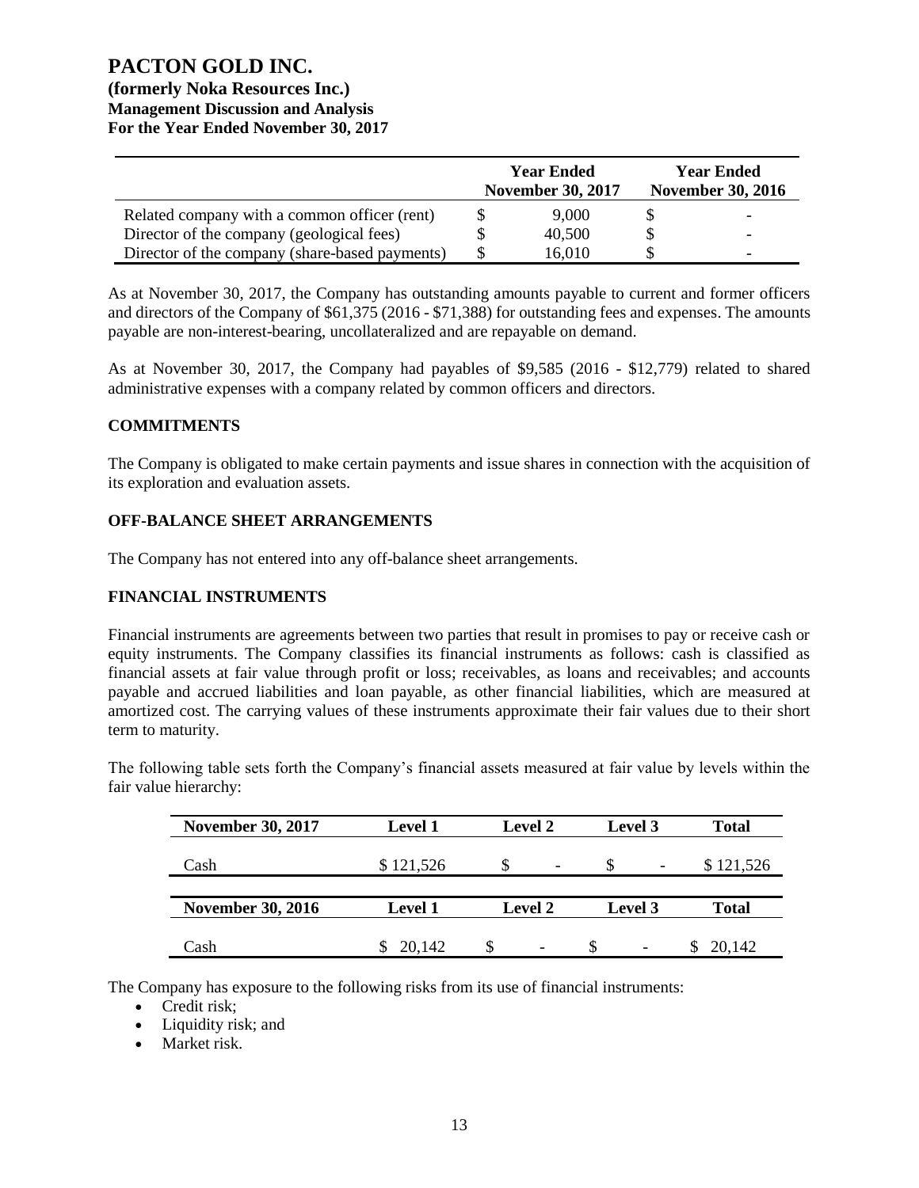| | Year Ended November 30, 2017 | Year Ended November 30, 2016 |
|---|---|---|
| Related company with a common officer (rent) | $ 9,000 | $ - |
| Director of the company (geological fees) | $ 40,500 | $ - |
| Director of the company (share-based payments) | $ 16,010 | $ - |

As at November 30, 2017, the Company has outstanding amounts payable to current and former officers and directors of the Company of $61,375 (2016 - $71,388) for outstanding fees and expenses. The amounts payable are non-interest-bearing, uncollateralized and are repayable on demand.

As at November 30, 2017, the Company had payables of $9,585 (2016 - $12,779) related to shared administrative expenses with a company related by common officers and directors.

## COMMITMENTS

The Company is obligated to make certain payments and issue shares in connection with the acquisition of its exploration and evaluation assets.

## OFF-BALANCE SHEET ARRANGEMENTS

The Company has not entered into any off-balance sheet arrangements.

## FINANCIAL INSTRUMENTS

Financial instruments are agreements between two parties that result in promises to pay or receive cash or equity instruments. The Company classifies its financial instruments as follows: cash is classified as financial assets at fair value through profit or loss; receivables, as loans and receivables; and accounts payable and accrued liabilities and loan payable, as other financial liabilities, which are measured at amortized cost. The carrying values of these instruments approximate their fair values due to their short term to maturity.

The following table sets forth the Company's financial assets measured at fair value by levels within the fair value hierarchy:

| November 30, 2017 | Level 1 | Level 2 | Level 3 | Total |
|---|---|---|---|---|
| Cash | $ 121,526 | $ - | $ - | $ 121,526 |

| November 30, 2016 | Level 1 | Level 2 | Level 3 | Total |
|---|---|---|---|---|
| Cash | $ 20,142 | $ - | $ - | $ 20,142 |

The Company has exposure to the following risks from its use of financial instruments:

- Credit risk;
- Liquidity risk; and
- Market risk.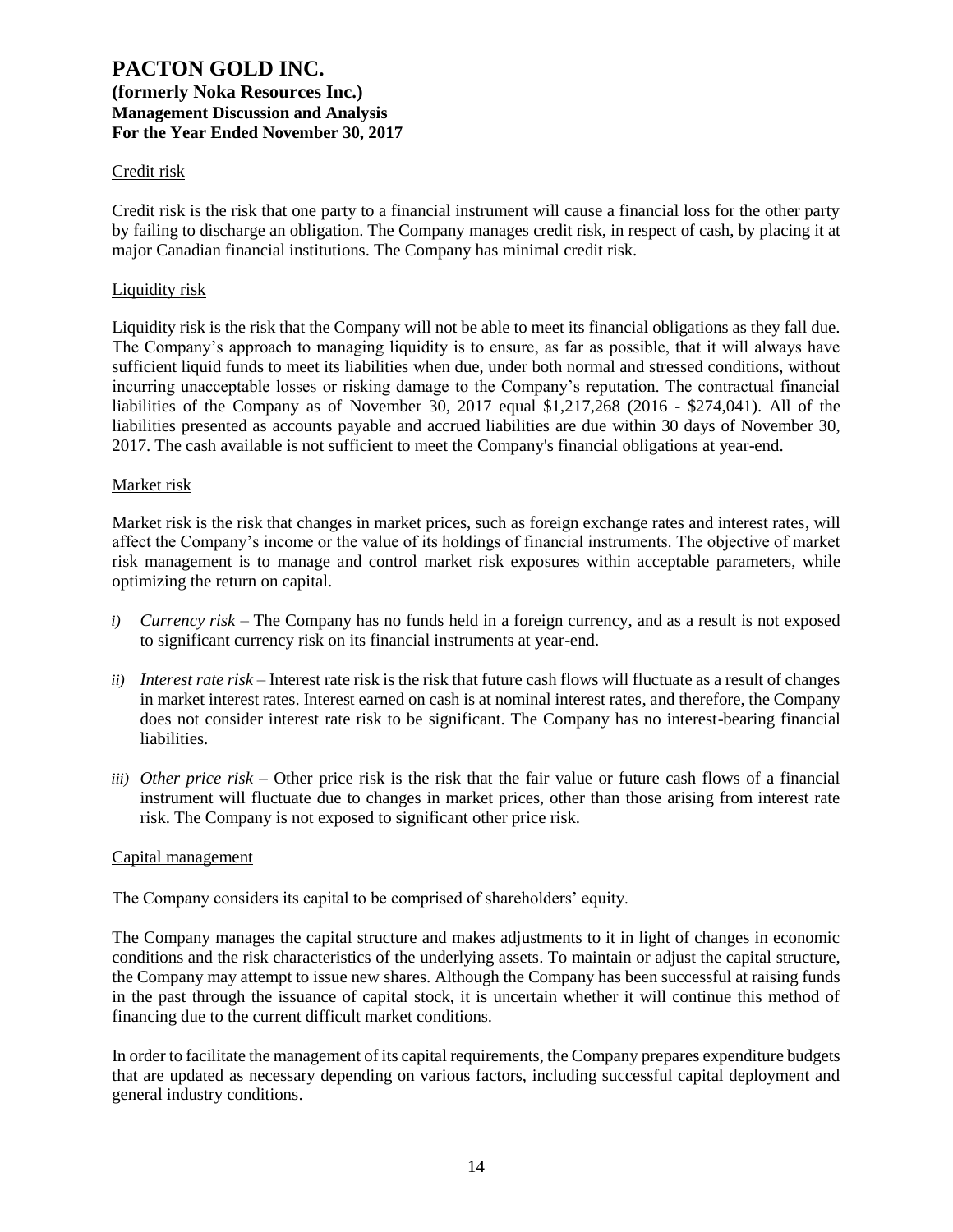### Credit risk

Credit risk is the risk that one party to a financial instrument will cause a financial loss for the other party by failing to discharge an obligation. The Company manages credit risk, in respect of cash, by placing it at major Canadian financial institutions. The Company has minimal credit risk.

### Liquidity risk

Liquidity risk is the risk that the Company will not be able to meet its financial obligations as they fall due. The Company's approach to managing liquidity is to ensure, as far as possible, that it will always have sufficient liquid funds to meet its liabilities when due, under both normal and stressed conditions, without incurring unacceptable losses or risking damage to the Company's reputation. The contractual financial liabilities of the Company as of November 30, 2017 equal $1,217,268 (2016 - $274,041). All of the liabilities presented as accounts payable and accrued liabilities are due within 30 days of November 30, 2017. The cash available is not sufficient to meet the Company's financial obligations at year-end.

### Market risk

Market risk is the risk that changes in market prices, such as foreign exchange rates and interest rates, will affect the Company's income or the value of its holdings of financial instruments. The objective of market risk management is to manage and control market risk exposures within acceptable parameters, while optimizing the return on capital.

*i) Currency risk* – The Company has no funds held in a foreign currency, and as a result is not exposed to significant currency risk on its financial instruments at year-end.

*ii) Interest rate risk* – Interest rate risk is the risk that future cash flows will fluctuate as a result of changes in market interest rates. Interest earned on cash is at nominal interest rates, and therefore, the Company does not consider interest rate risk to be significant. The Company has no interest-bearing financial liabilities.

*iii) Other price risk* – Other price risk is the risk that the fair value or future cash flows of a financial instrument will fluctuate due to changes in market prices, other than those arising from interest rate risk. The Company is not exposed to significant other price risk.

### Capital management

The Company considers its capital to be comprised of shareholders' equity.

The Company manages the capital structure and makes adjustments to it in light of changes in economic conditions and the risk characteristics of the underlying assets. To maintain or adjust the capital structure, the Company may attempt to issue new shares. Although the Company has been successful at raising funds in the past through the issuance of capital stock, it is uncertain whether it will continue this method of financing due to the current difficult market conditions.

In order to facilitate the management of its capital requirements, the Company prepares expenditure budgets that are updated as necessary depending on various factors, including successful capital deployment and general industry conditions.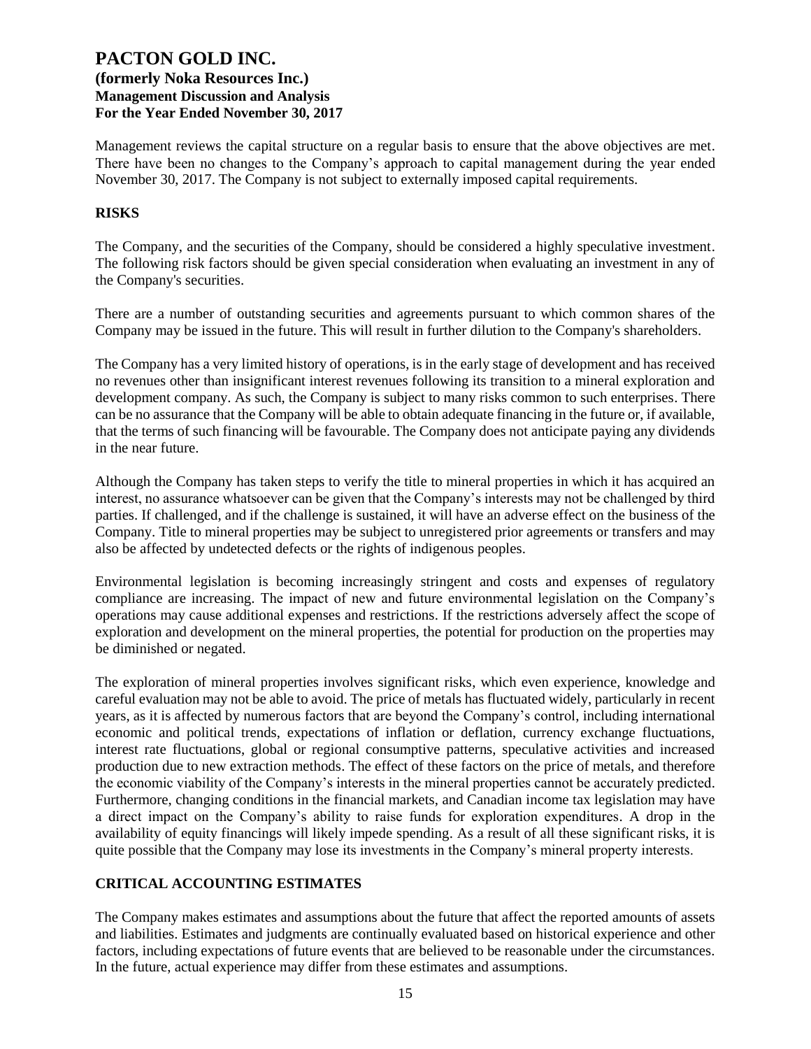Management reviews the capital structure on a regular basis to ensure that the above objectives are met. There have been no changes to the Company's approach to capital management during the year ended November 30, 2017. The Company is not subject to externally imposed capital requirements.

## RISKS

The Company, and the securities of the Company, should be considered a highly speculative investment. The following risk factors should be given special consideration when evaluating an investment in any of the Company's securities.

There are a number of outstanding securities and agreements pursuant to which common shares of the Company may be issued in the future. This will result in further dilution to the Company's shareholders.

The Company has a very limited history of operations, is in the early stage of development and has received no revenues other than insignificant interest revenues following its transition to a mineral exploration and development company. As such, the Company is subject to many risks common to such enterprises. There can be no assurance that the Company will be able to obtain adequate financing in the future or, if available, that the terms of such financing will be favourable. The Company does not anticipate paying any dividends in the near future.

Although the Company has taken steps to verify the title to mineral properties in which it has acquired an interest, no assurance whatsoever can be given that the Company's interests may not be challenged by third parties. If challenged, and if the challenge is sustained, it will have an adverse effect on the business of the Company. Title to mineral properties may be subject to unregistered prior agreements or transfers and may also be affected by undetected defects or the rights of indigenous peoples.

Environmental legislation is becoming increasingly stringent and costs and expenses of regulatory compliance are increasing. The impact of new and future environmental legislation on the Company's operations may cause additional expenses and restrictions. If the restrictions adversely affect the scope of exploration and development on the mineral properties, the potential for production on the properties may be diminished or negated.

The exploration of mineral properties involves significant risks, which even experience, knowledge and careful evaluation may not be able to avoid. The price of metals has fluctuated widely, particularly in recent years, as it is affected by numerous factors that are beyond the Company's control, including international economic and political trends, expectations of inflation or deflation, currency exchange fluctuations, interest rate fluctuations, global or regional consumptive patterns, speculative activities and increased production due to new extraction methods. The effect of these factors on the price of metals, and therefore the economic viability of the Company's interests in the mineral properties cannot be accurately predicted. Furthermore, changing conditions in the financial markets, and Canadian income tax legislation may have a direct impact on the Company's ability to raise funds for exploration expenditures. A drop in the availability of equity financings will likely impede spending. As a result of all these significant risks, it is quite possible that the Company may lose its investments in the Company's mineral property interests.

## CRITICAL ACCOUNTING ESTIMATES

The Company makes estimates and assumptions about the future that affect the reported amounts of assets and liabilities. Estimates and judgments are continually evaluated based on historical experience and other factors, including expectations of future events that are believed to be reasonable under the circumstances. In the future, actual experience may differ from these estimates and assumptions.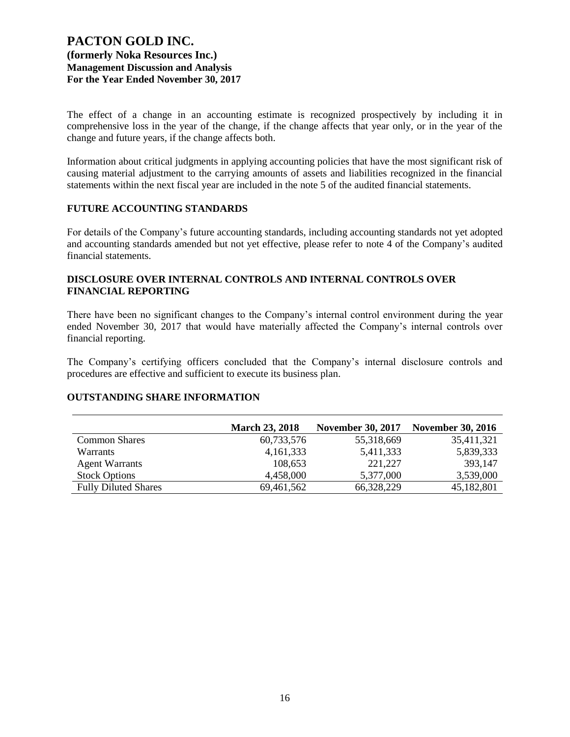The effect of a change in an accounting estimate is recognized prospectively by including it in comprehensive loss in the year of the change, if the change affects that year only, or in the year of the change and future years, if the change affects both.

Information about critical judgments in applying accounting policies that have the most significant risk of causing material adjustment to the carrying amounts of assets and liabilities recognized in the financial statements within the next fiscal year are included in the note 5 of the audited financial statements.

## FUTURE ACCOUNTING STANDARDS

For details of the Company's future accounting standards, including accounting standards not yet adopted and accounting standards amended but not yet effective, please refer to note 4 of the Company's audited financial statements.

## DISCLOSURE OVER INTERNAL CONTROLS AND INTERNAL CONTROLS OVER FINANCIAL REPORTING

There have been no significant changes to the Company's internal control environment during the year ended November 30, 2017 that would have materially affected the Company's internal controls over financial reporting.

The Company's certifying officers concluded that the Company's internal disclosure controls and procedures are effective and sufficient to execute its business plan.

## OUTSTANDING SHARE INFORMATION

| | March 23, 2018 | November 30, 2017 | November 30, 2016 |
|---|---|---|---|
| Common Shares | 60,733,576 | 55,318,669 | 35,411,321 |
| Warrants | 4,161,333 | 5,411,333 | 5,839,333 |
| Agent Warrants | 108,653 | 221,227 | 393,147 |
| Stock Options | 4,458,000 | 5,377,000 | 3,539,000 |
| Fully Diluted Shares | 69,461,562 | 66,328,229 | 45,182,801 |